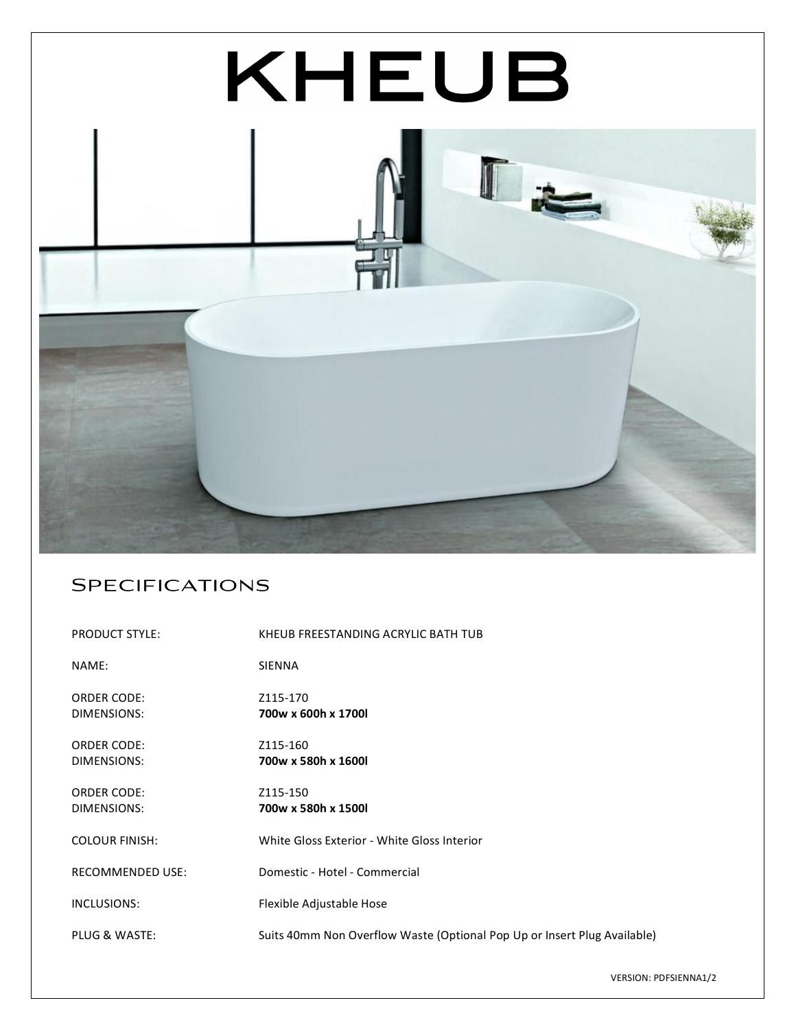# KHEUB

## Specifications

| | |
|---|---|
| PRODUCT STYLE: | KHEUB FREESTANDING ACRYLIC BATH TUB |
| NAME: | SIENNA |
| ORDER CODE: | Z115-170 |
| DIMENSIONS: | **700w x 600h x 1700l** |
| ORDER CODE: | Z115-160 |
| DIMENSIONS: | **700w x 580h x 1600l** |
| ORDER CODE: | Z115-150 |
| DIMENSIONS: | **700w x 580h x 1500l** |
| COLOUR FINISH: | White Gloss Exterior - White Gloss Interior |
| RECOMMENDED USE: | Domestic - Hotel - Commercial |
| INCLUSIONS: | Flexible Adjustable Hose |
| PLUG & WASTE: | Suits 40mm Non Overflow Waste (Optional Pop Up or Insert Plug Available) |

VERSION: PDFSIENNA1/2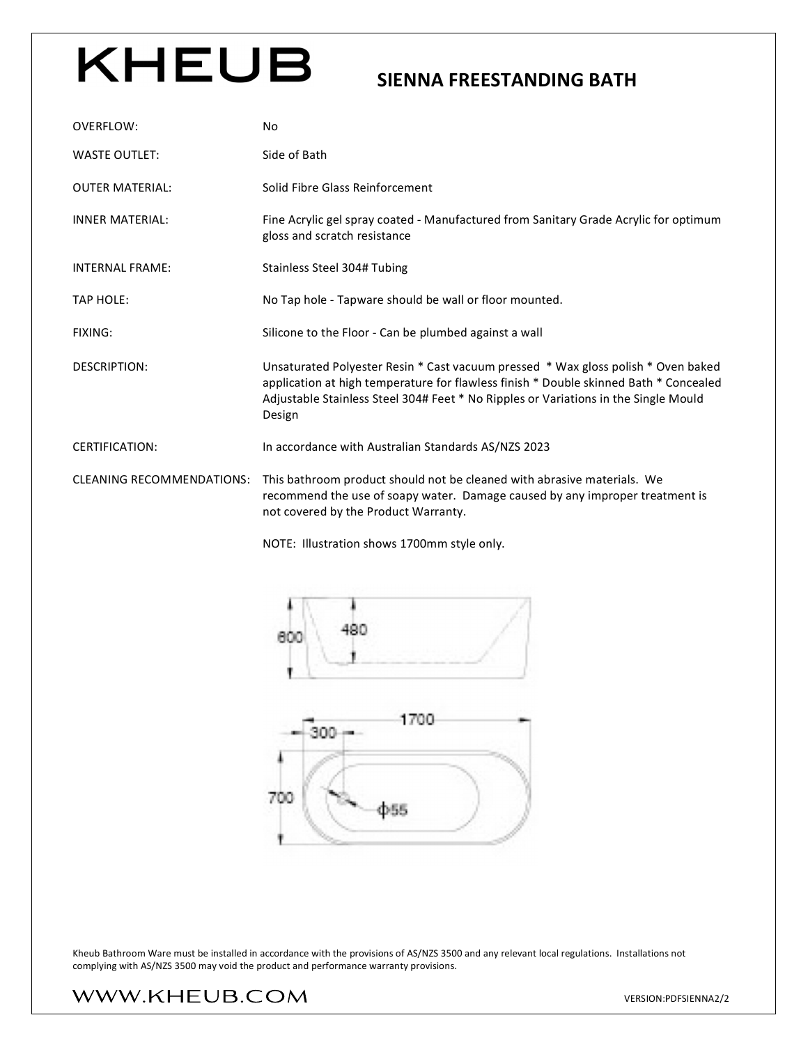# KHEUB

## SIENNA FREESTANDING BATH

| | |
|---|---|
| OVERFLOW: | No |
| WASTE OUTLET: | Side of Bath |
| OUTER MATERIAL: | Solid Fibre Glass Reinforcement |
| INNER MATERIAL: | Fine Acrylic gel spray coated - Manufactured from Sanitary Grade Acrylic for optimum gloss and scratch resistance |
| INTERNAL FRAME: | Stainless Steel 304# Tubing |
| TAP HOLE: | No Tap hole - Tapware should be wall or floor mounted. |
| FIXING: | Silicone to the Floor - Can be plumbed against a wall |
| DESCRIPTION: | Unsaturated Polyester Resin * Cast vacuum pressed * Wax gloss polish * Oven baked application at high temperature for flawless finish * Double skinned Bath * Concealed Adjustable Stainless Steel 304# Feet * No Ripples or Variations in the Single Mould Design |
| CERTIFICATION: | In accordance with Australian Standards AS/NZS 2023 |
| CLEANING RECOMMENDATIONS: | This bathroom product should not be cleaned with abrasive materials. We recommend the use of soapy water. Damage caused by any improper treatment is not covered by the Product Warranty. |

NOTE: Illustration shows 1700mm style only.

600

480

1700

300

700

φ55

Kheub Bathroom Ware must be installed in accordance with the provisions of AS/NZS 3500 and any relevant local regulations. Installations not complying with AS/NZS 3500 may void the product and performance warranty provisions.

WWW.KHEUB.COM

VERSION:PDFSIENNA2/2